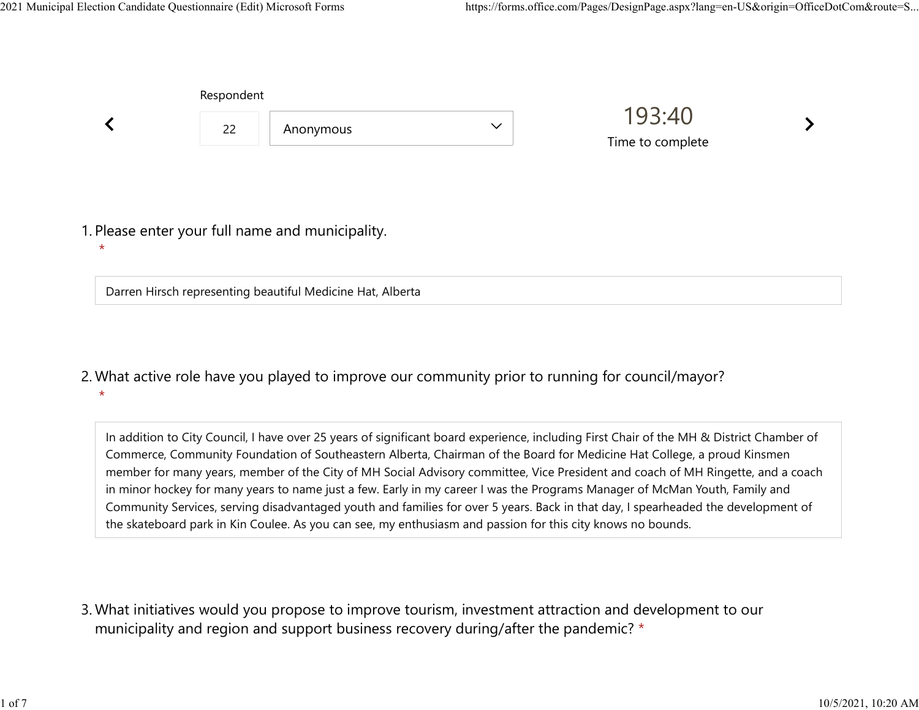Respondent

22 Anonymous

193:40

Time to complete

1. Please enter your full name and municipality.
*

Darren Hirsch representing beautiful Medicine Hat, Alberta

2. What active role have you played to improve our community prior to running for council/mayor?
*

In addition to City Council, I have over 25 years of significant board experience, including First Chair of the MH & District Chamber of Commerce, Community Foundation of Southeastern Alberta, Chairman of the Board for Medicine Hat College, a proud Kinsmen member for many years, member of the City of MH Social Advisory committee, Vice President and coach of MH Ringette, and a coach in minor hockey for many years to name just a few. Early in my career I was the Programs Manager of McMan Youth, Family and Community Services, serving disadvantaged youth and families for over 5 years. Back in that day, I spearheaded the development of the skateboard park in Kin Coulee. As you can see, my enthusiasm and passion for this city knows no bounds.

3. What initiatives would you propose to improve tourism, investment attraction and development to our municipality and region and support business recovery during/after the pandemic? *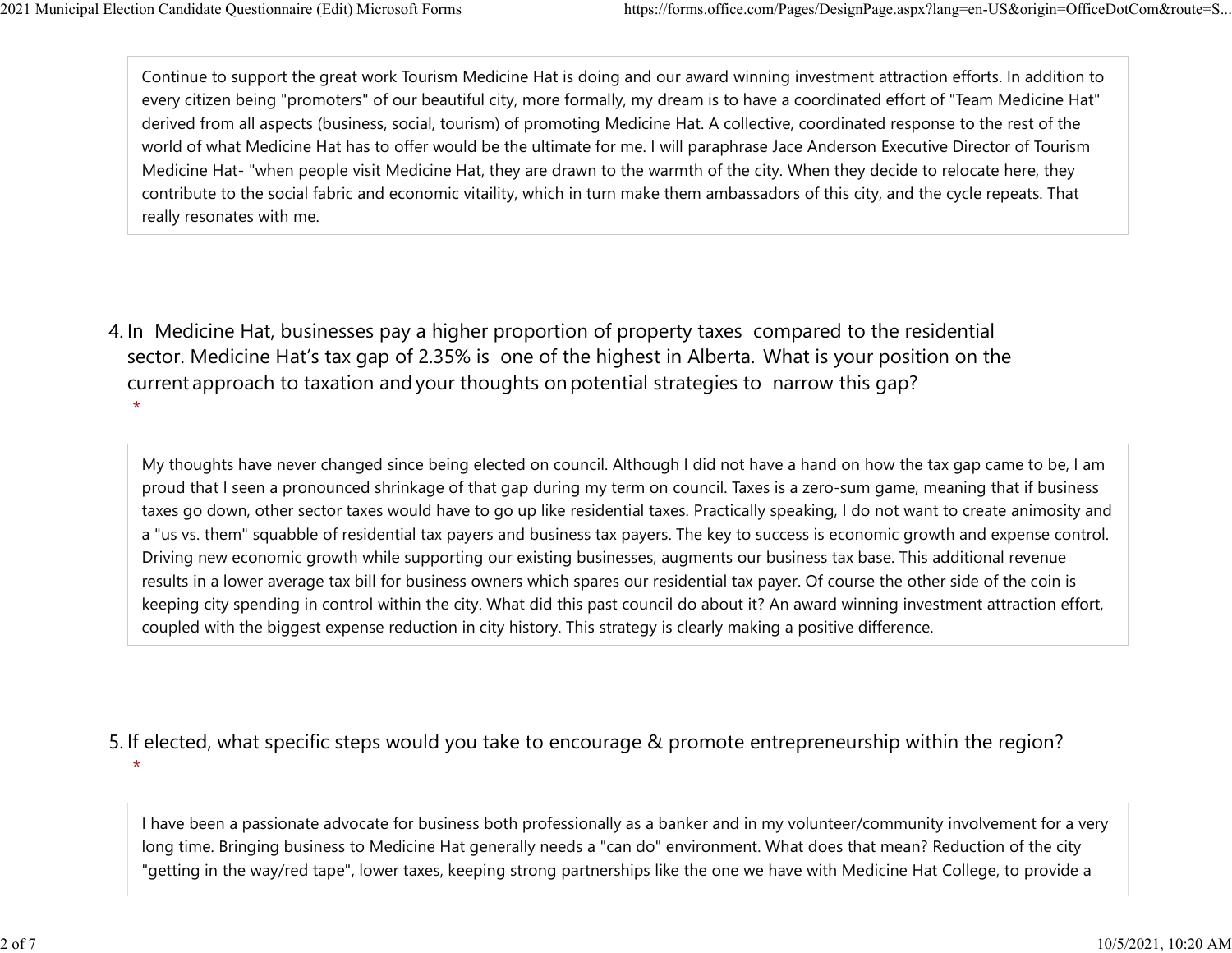Continue to support the great work Tourism Medicine Hat is doing and our award winning investment attraction efforts. In addition to every citizen being "promoters" of our beautiful city, more formally, my dream is to have a coordinated effort of "Team Medicine Hat" derived from all aspects (business, social, tourism) of promoting Medicine Hat. A collective, coordinated response to the rest of the world of what Medicine Hat has to offer would be the ultimate for me. I will paraphrase Jace Anderson Executive Director of Tourism Medicine Hat- "when people visit Medicine Hat, they are drawn to the warmth of the city. When they decide to relocate here, they contribute to the social fabric and economic vitality, which in turn make them ambassadors of this city, and the cycle repeats. That really resonates with me.

4. In Medicine Hat, businesses pay a higher proportion of property taxes compared to the residential sector. Medicine Hat's tax gap of 2.35% is one of the highest in Alberta. What is your position on the current approach to taxation and your thoughts on potential strategies to narrow this gap? *

My thoughts have never changed since being elected on council. Although I did not have a hand on how the tax gap came to be, I am proud that I seen a pronounced shrinkage of that gap during my term on council. Taxes is a zero-sum game, meaning that if business taxes go down, other sector taxes would have to go up like residential taxes. Practically speaking, I do not want to create animosity and a "us vs. them" squabble of residential tax payers and business tax payers. The key to success is economic growth and expense control. Driving new economic growth while supporting our existing businesses, augments our business tax base. This additional revenue results in a lower average tax bill for business owners which spares our residential tax payer. Of course the other side of the coin is keeping city spending in control within the city. What did this past council do about it? An award winning investment attraction effort, coupled with the biggest expense reduction in city history. This strategy is clearly making a positive difference.

5. If elected, what specific steps would you take to encourage & promote entrepreneurship within the region? *

I have been a passionate advocate for business both professionally as a banker and in my volunteer/community involvement for a very long time. Bringing business to Medicine Hat generally needs a "can do" environment. What does that mean? Reduction of the city "getting in the way/red tape", lower taxes, keeping strong partnerships like the one we have with Medicine Hat College, to provide a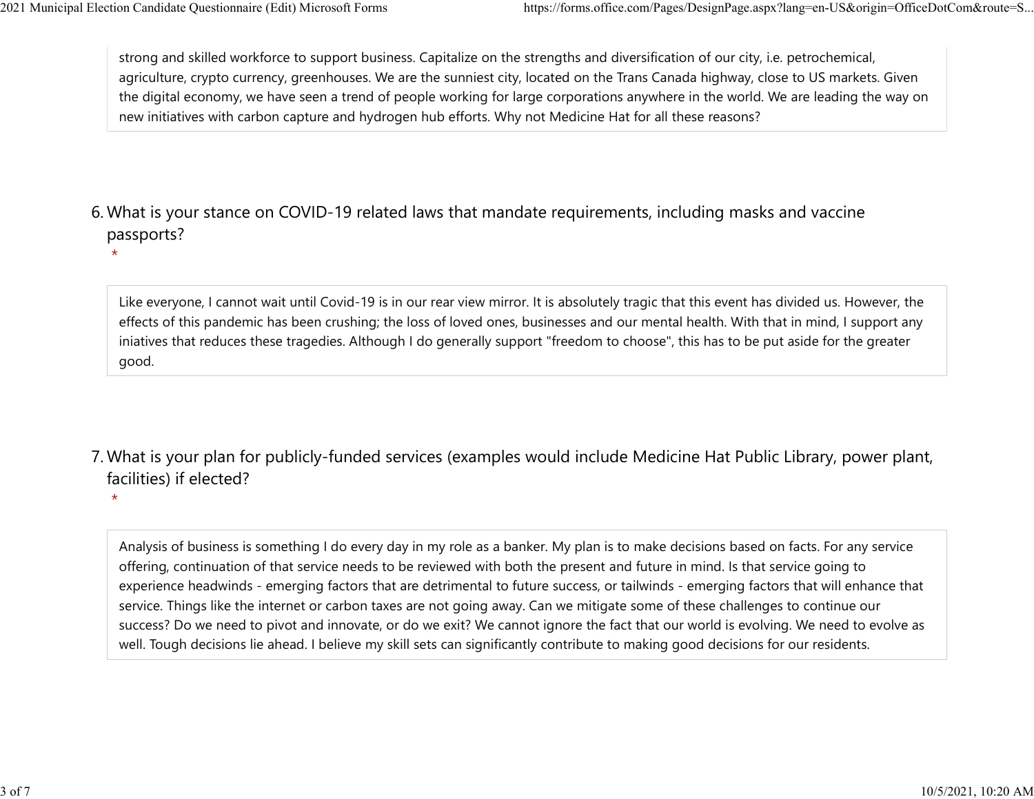strong and skilled workforce to support business. Capitalize on the strengths and diversification of our city, i.e. petrochemical, agriculture, crypto currency, greenhouses. We are the sunniest city, located on the Trans Canada highway, close to US markets. Given the digital economy, we have seen a trend of people working for large corporations anywhere in the world. We are leading the way on new initiatives with carbon capture and hydrogen hub efforts. Why not Medicine Hat for all these reasons?

6. What is your stance on COVID-19 related laws that mandate requirements, including masks and vaccine passports?
   *

Like everyone, I cannot wait until Covid-19 is in our rear view mirror. It is absolutely tragic that this event has divided us. However, the effects of this pandemic has been crushing; the loss of loved ones, businesses and our mental health. With that in mind, I support any iniatives that reduces these tragedies. Although I do generally support "freedom to choose", this has to be put aside for the greater good.

7. What is your plan for publicly-funded services (examples would include Medicine Hat Public Library, power plant, facilities) if elected?
   *

Analysis of business is something I do every day in my role as a banker. My plan is to make decisions based on facts. For any service offering, continuation of that service needs to be reviewed with both the present and future in mind. Is that service going to experience headwinds - emerging factors that are detrimental to future success, or tailwinds - emerging factors that will enhance that service. Things like the internet or carbon taxes are not going away. Can we mitigate some of these challenges to continue our success? Do we need to pivot and innovate, or do we exit? We cannot ignore the fact that our world is evolving. We need to evolve as well. Tough decisions lie ahead. I believe my skill sets can significantly contribute to making good decisions for our residents.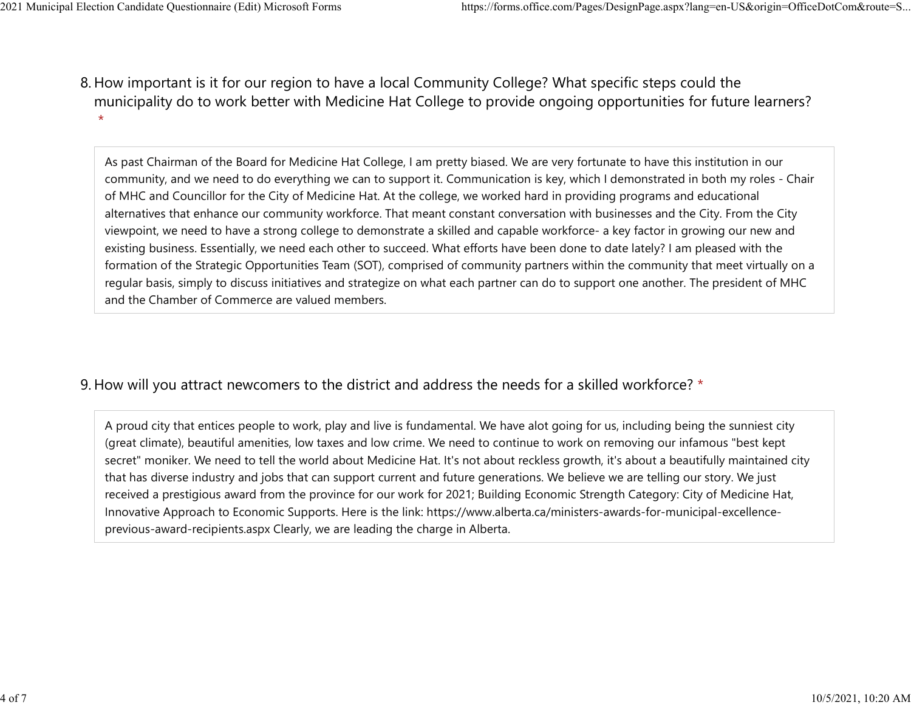8. How important is it for our region to have a local Community College? What specific steps could the municipality do to work better with Medicine Hat College to provide ongoing opportunities for future learners? *

As past Chairman of the Board for Medicine Hat College, I am pretty biased. We are very fortunate to have this institution in our community, and we need to do everything we can to support it. Communication is key, which I demonstrated in both my roles - Chair of MHC and Councillor for the City of Medicine Hat. At the college, we worked hard in providing programs and educational alternatives that enhance our community workforce. That meant constant conversation with businesses and the City. From the City viewpoint, we need to have a strong college to demonstrate a skilled and capable workforce- a key factor in growing our new and existing business. Essentially, we need each other to succeed. What efforts have been done to date lately? I am pleased with the formation of the Strategic Opportunities Team (SOT), comprised of community partners within the community that meet virtually on a regular basis, simply to discuss initiatives and strategize on what each partner can do to support one another. The president of MHC and the Chamber of Commerce are valued members.

9. How will you attract newcomers to the district and address the needs for a skilled workforce? *

A proud city that entices people to work, play and live is fundamental. We have alot going for us, including being the sunniest city (great climate), beautiful amenities, low taxes and low crime. We need to continue to work on removing our infamous "best kept secret" moniker. We need to tell the world about Medicine Hat. It's not about reckless growth, it's about a beautifully maintained city that has diverse industry and jobs that can support current and future generations. We believe we are telling our story. We just received a prestigious award from the province for our work for 2021; Building Economic Strength Category: City of Medicine Hat, Innovative Approach to Economic Supports. Here is the link: https://www.alberta.ca/ministers-awards-for-municipal-excellence-previous-award-recipients.aspx Clearly, we are leading the charge in Alberta.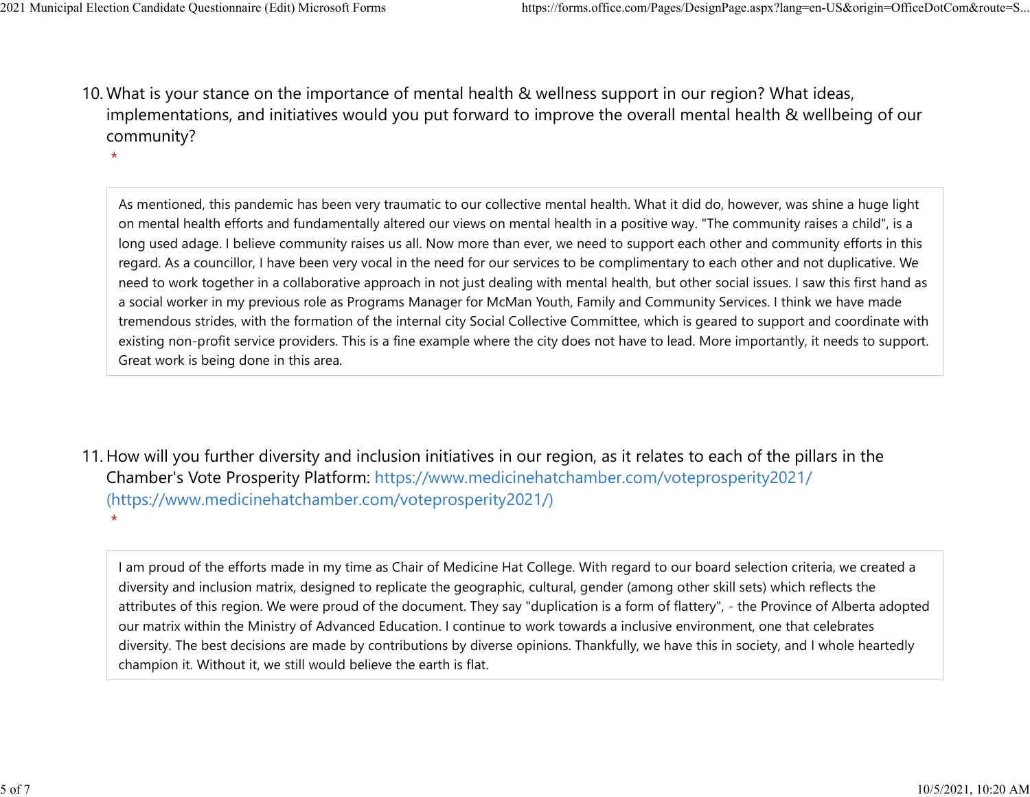10. What is your stance on the importance of mental health & wellness support in our region? What ideas, implementations, and initiatives would you put forward to improve the overall mental health & wellbeing of our community?
 *

As mentioned, this pandemic has been very traumatic to our collective mental health. What it did do, however, was shine a huge light on mental health efforts and fundamentally altered our views on mental health in a positive way. "The community raises a child", is a long used adage. I believe community raises us all. Now more than ever, we need to support each other and community efforts in this regard. As a councillor, I have been very vocal in the need for our services to be complimentary to each other and not duplicative. We need to work together in a collaborative approach in not just dealing with mental health, but other social issues. I saw this first hand as a social worker in my previous role as Programs Manager for McMan Youth, Family and Community Services. I think we have made tremendous strides, with the formation of the internal city Social Collective Committee, which is geared to support and coordinate with existing non-profit service providers. This is a fine example where the city does not have to lead. More importantly, it needs to support. Great work is being done in this area.

11. How will you further diversity and inclusion initiatives in our region, as it relates to each of the pillars in the Chamber's Vote Prosperity Platform: https://www.medicinehatchamber.com/voteprosperity2021/ (https://www.medicinehatchamber.com/voteprosperity2021/)
 *

I am proud of the efforts made in my time as Chair of Medicine Hat College. With regard to our board selection criteria, we created a diversity and inclusion matrix, designed to replicate the geographic, cultural, gender (among other skill sets) which reflects the attributes of this region. We were proud of the document. They say "duplication is a form of flattery", - the Province of Alberta adopted our matrix within the Ministry of Advanced Education. I continue to work towards a inclusive environment, one that celebrates diversity. The best decisions are made by contributions by diverse opinions. Thankfully, we have this in society, and I whole heartedly champion it. Without it, we still would believe the earth is flat.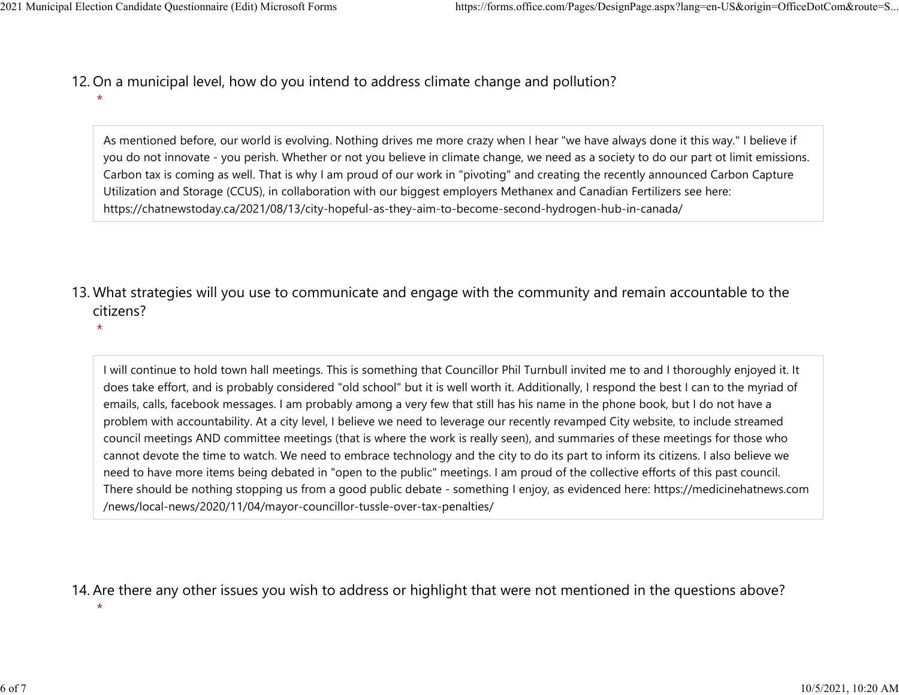12. On a municipal level, how do you intend to address climate change and pollution?
 *

> As mentioned before, our world is evolving. Nothing drives me more crazy when I hear "we have always done it this way." I believe if you do not innovate - you perish. Whether or not you believe in climate change, we need as a society to do our part ot limit emissions. Carbon tax is coming as well. That is why I am proud of our work in "pivoting" and creating the recently announced Carbon Capture Utilization and Storage (CCUS), in collaboration with our biggest employers Methanex and Canadian Fertilizers see here: https://chatnewstoday.ca/2021/08/13/city-hopeful-as-they-aim-to-become-second-hydrogen-hub-in-canada/

13. What strategies will you use to communicate and engage with the community and remain accountable to the citizens?
 *

> I will continue to hold town hall meetings. This is something that Councillor Phil Turnbull invited me to and I thoroughly enjoyed it. It does take effort, and is probably considered "old school" but it is well worth it. Additionally, I respond the best I can to the myriad of emails, calls, facebook messages. I am probably among a very few that still has his name in the phone book, but I do not have a problem with accountability. At a city level, I believe we need to leverage our recently revamped City website, to include streamed council meetings AND committee meetings (that is where the work is really seen), and summaries of these meetings for those who cannot devote the time to watch. We need to embrace technology and the city to do its part to inform its citizens. I also believe we need to have more items being debated in "open to the public" meetings. I am proud of the collective efforts of this past council. There should be nothing stopping us from a good public debate - something I enjoy, as evidenced here: https://medicinehatnews.com/news/local-news/2020/11/04/mayor-councillor-tussle-over-tax-penalties/

14. Are there any other issues you wish to address or highlight that were not mentioned in the questions above?
 *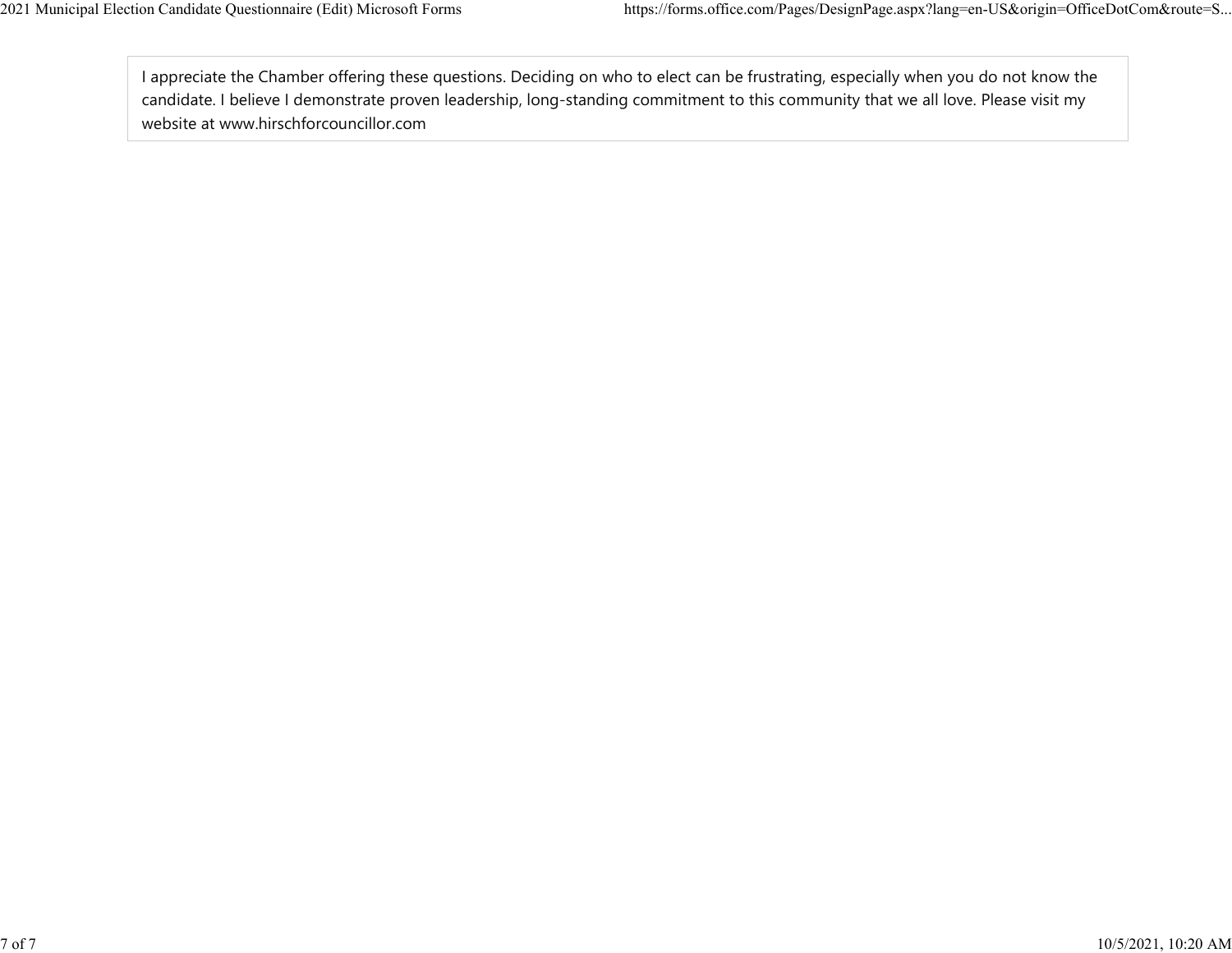I appreciate the Chamber offering these questions. Deciding on who to elect can be frustrating, especially when you do not know the candidate. I believe I demonstrate proven leadership, long-standing commitment to this community that we all love. Please visit my website at www.hirschforcouncillor.com